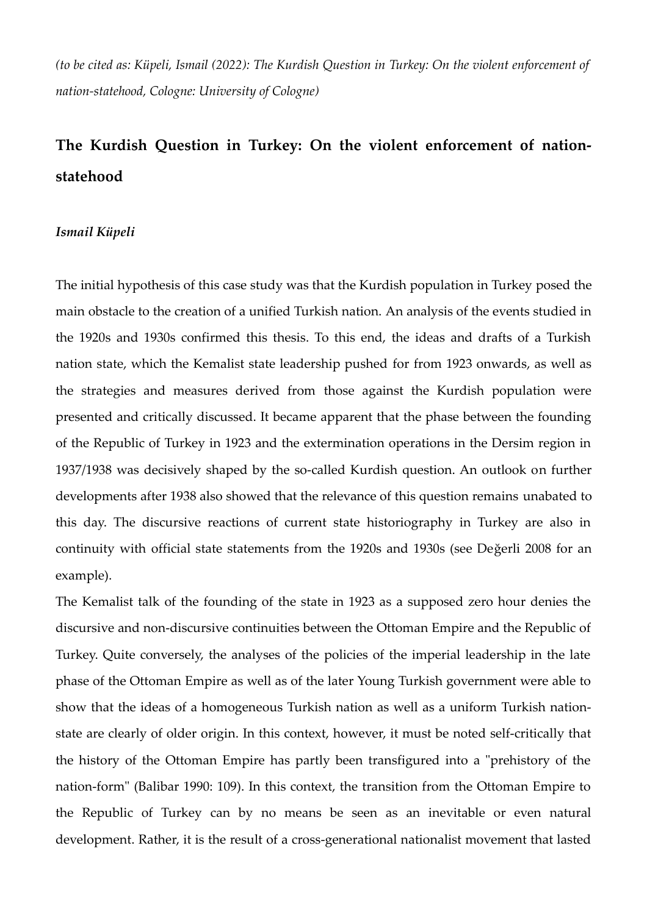*(to be cited as: Küpeli, Ismail (2022): The Kurdish Question in Turkey: On the violent enforcement of nation-statehood, Cologne: University of Cologne)*

# The Kurdish Question in Turkey: On the violent enforcement of nation-statehood

***Ismail Küpeli***

The initial hypothesis of this case study was that the Kurdish population in Turkey posed the main obstacle to the creation of a unified Turkish nation. An analysis of the events studied in the 1920s and 1930s confirmed this thesis. To this end, the ideas and drafts of a Turkish nation state, which the Kemalist state leadership pushed for from 1923 onwards, as well as the strategies and measures derived from those against the Kurdish population were presented and critically discussed. It became apparent that the phase between the founding of the Republic of Turkey in 1923 and the extermination operations in the Dersim region in 1937/1938 was decisively shaped by the so-called Kurdish question. An outlook on further developments after 1938 also showed that the relevance of this question remains unabated to this day. The discursive reactions of current state historiography in Turkey are also in continuity with official state statements from the 1920s and 1930s (see Değerli 2008 for an example).

The Kemalist talk of the founding of the state in 1923 as a supposed zero hour denies the discursive and non-discursive continuities between the Ottoman Empire and the Republic of Turkey. Quite conversely, the analyses of the policies of the imperial leadership in the late phase of the Ottoman Empire as well as of the later Young Turkish government were able to show that the ideas of a homogeneous Turkish nation as well as a uniform Turkish nation-state are clearly of older origin. In this context, however, it must be noted self-critically that the history of the Ottoman Empire has partly been transfigured into a "prehistory of the nation-form" (Balibar 1990: 109). In this context, the transition from the Ottoman Empire to the Republic of Turkey can by no means be seen as an inevitable or even natural development. Rather, it is the result of a cross-generational nationalist movement that lasted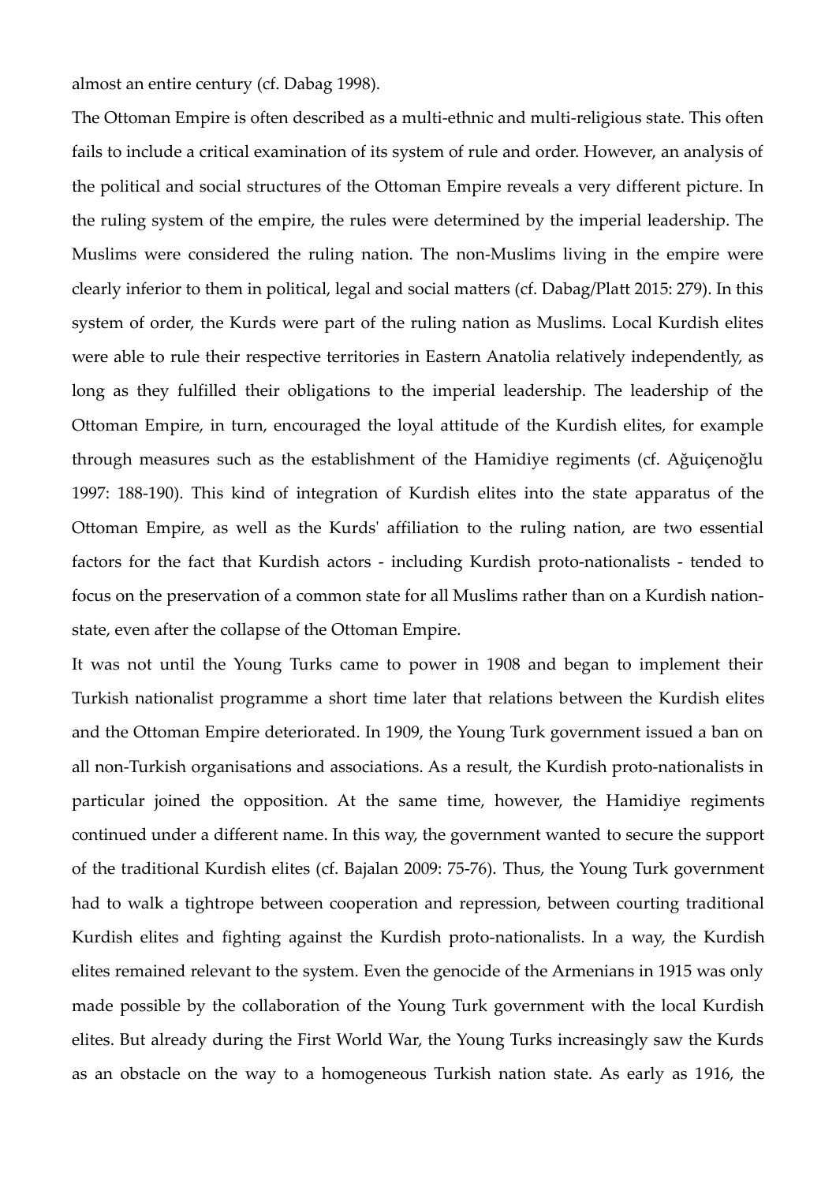almost an entire century (cf. Dabag 1998).

The Ottoman Empire is often described as a multi-ethnic and multi-religious state. This often fails to include a critical examination of its system of rule and order. However, an analysis of the political and social structures of the Ottoman Empire reveals a very different picture. In the ruling system of the empire, the rules were determined by the imperial leadership. The Muslims were considered the ruling nation. The non-Muslims living in the empire were clearly inferior to them in political, legal and social matters (cf. Dabag/Platt 2015: 279). In this system of order, the Kurds were part of the ruling nation as Muslims. Local Kurdish elites were able to rule their respective territories in Eastern Anatolia relatively independently, as long as they fulfilled their obligations to the imperial leadership. The leadership of the Ottoman Empire, in turn, encouraged the loyal attitude of the Kurdish elites, for example through measures such as the establishment of the Hamidiye regiments (cf. Ağuiçenoğlu 1997: 188-190). This kind of integration of Kurdish elites into the state apparatus of the Ottoman Empire, as well as the Kurds' affiliation to the ruling nation, are two essential factors for the fact that Kurdish actors - including Kurdish proto-nationalists - tended to focus on the preservation of a common state for all Muslims rather than on a Kurdish nation-state, even after the collapse of the Ottoman Empire.

It was not until the Young Turks came to power in 1908 and began to implement their Turkish nationalist programme a short time later that relations between the Kurdish elites and the Ottoman Empire deteriorated. In 1909, the Young Turk government issued a ban on all non-Turkish organisations and associations. As a result, the Kurdish proto-nationalists in particular joined the opposition. At the same time, however, the Hamidiye regiments continued under a different name. In this way, the government wanted to secure the support of the traditional Kurdish elites (cf. Bajalan 2009: 75-76). Thus, the Young Turk government had to walk a tightrope between cooperation and repression, between courting traditional Kurdish elites and fighting against the Kurdish proto-nationalists. In a way, the Kurdish elites remained relevant to the system. Even the genocide of the Armenians in 1915 was only made possible by the collaboration of the Young Turk government with the local Kurdish elites. But already during the First World War, the Young Turks increasingly saw the Kurds as an obstacle on the way to a homogeneous Turkish nation state. As early as 1916, the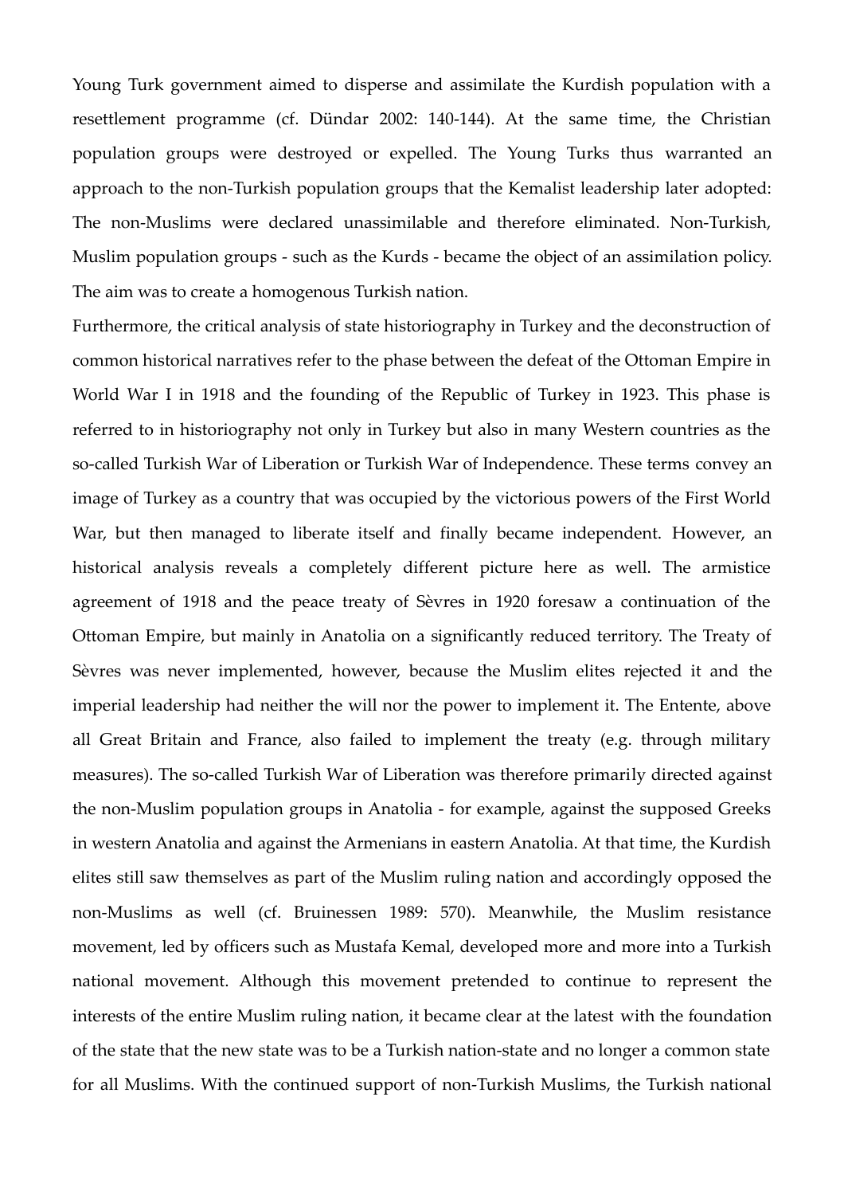Young Turk government aimed to disperse and assimilate the Kurdish population with a resettlement programme (cf. Dündar 2002: 140-144). At the same time, the Christian population groups were destroyed or expelled. The Young Turks thus warranted an approach to the non-Turkish population groups that the Kemalist leadership later adopted: The non-Muslims were declared unassimilable and therefore eliminated. Non-Turkish, Muslim population groups - such as the Kurds - became the object of an assimilation policy. The aim was to create a homogenous Turkish nation.

Furthermore, the critical analysis of state historiography in Turkey and the deconstruction of common historical narratives refer to the phase between the defeat of the Ottoman Empire in World War I in 1918 and the founding of the Republic of Turkey in 1923. This phase is referred to in historiography not only in Turkey but also in many Western countries as the so-called Turkish War of Liberation or Turkish War of Independence. These terms convey an image of Turkey as a country that was occupied by the victorious powers of the First World War, but then managed to liberate itself and finally became independent. However, an historical analysis reveals a completely different picture here as well. The armistice agreement of 1918 and the peace treaty of Sèvres in 1920 foresaw a continuation of the Ottoman Empire, but mainly in Anatolia on a significantly reduced territory. The Treaty of Sèvres was never implemented, however, because the Muslim elites rejected it and the imperial leadership had neither the will nor the power to implement it. The Entente, above all Great Britain and France, also failed to implement the treaty (e.g. through military measures). The so-called Turkish War of Liberation was therefore primarily directed against the non-Muslim population groups in Anatolia - for example, against the supposed Greeks in western Anatolia and against the Armenians in eastern Anatolia. At that time, the Kurdish elites still saw themselves as part of the Muslim ruling nation and accordingly opposed the non-Muslims as well (cf. Bruinessen 1989: 570). Meanwhile, the Muslim resistance movement, led by officers such as Mustafa Kemal, developed more and more into a Turkish national movement. Although this movement pretended to continue to represent the interests of the entire Muslim ruling nation, it became clear at the latest with the foundation of the state that the new state was to be a Turkish nation-state and no longer a common state for all Muslims. With the continued support of non-Turkish Muslims, the Turkish national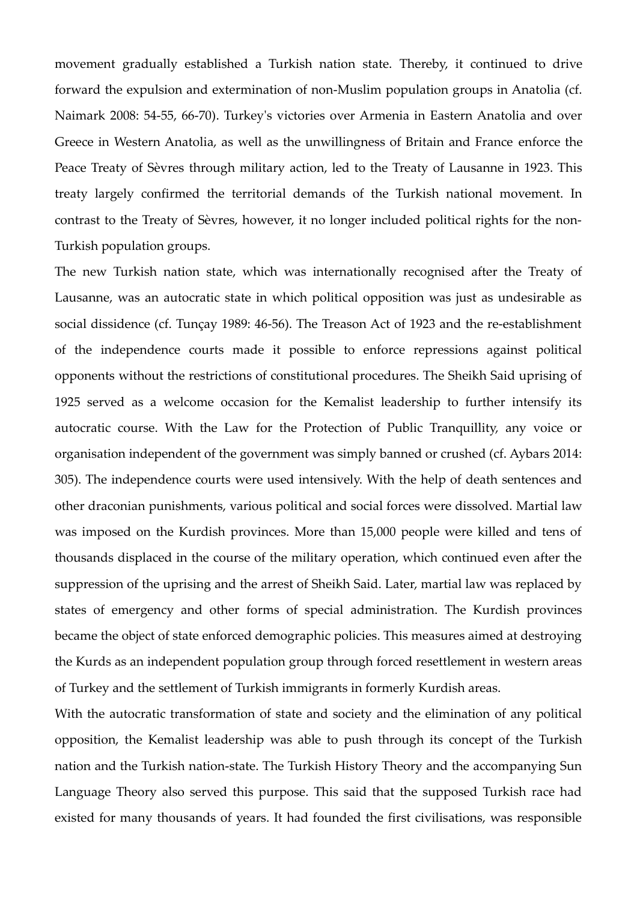movement gradually established a Turkish nation state. Thereby, it continued to drive forward the expulsion and extermination of non-Muslim population groups in Anatolia (cf. Naimark 2008: 54-55, 66-70). Turkey's victories over Armenia in Eastern Anatolia and over Greece in Western Anatolia, as well as the unwillingness of Britain and France enforce the Peace Treaty of Sèvres through military action, led to the Treaty of Lausanne in 1923. This treaty largely confirmed the territorial demands of the Turkish national movement. In contrast to the Treaty of Sèvres, however, it no longer included political rights for the non-Turkish population groups.

The new Turkish nation state, which was internationally recognised after the Treaty of Lausanne, was an autocratic state in which political opposition was just as undesirable as social dissidence (cf. Tunçay 1989: 46-56). The Treason Act of 1923 and the re-establishment of the independence courts made it possible to enforce repressions against political opponents without the restrictions of constitutional procedures. The Sheikh Said uprising of 1925 served as a welcome occasion for the Kemalist leadership to further intensify its autocratic course. With the Law for the Protection of Public Tranquillity, any voice or organisation independent of the government was simply banned or crushed (cf. Aybars 2014: 305). The independence courts were used intensively. With the help of death sentences and other draconian punishments, various political and social forces were dissolved. Martial law was imposed on the Kurdish provinces. More than 15,000 people were killed and tens of thousands displaced in the course of the military operation, which continued even after the suppression of the uprising and the arrest of Sheikh Said. Later, martial law was replaced by states of emergency and other forms of special administration. The Kurdish provinces became the object of state enforced demographic policies. This measures aimed at destroying the Kurds as an independent population group through forced resettlement in western areas of Turkey and the settlement of Turkish immigrants in formerly Kurdish areas.

With the autocratic transformation of state and society and the elimination of any political opposition, the Kemalist leadership was able to push through its concept of the Turkish nation and the Turkish nation-state. The Turkish History Theory and the accompanying Sun Language Theory also served this purpose. This said that the supposed Turkish race had existed for many thousands of years. It had founded the first civilisations, was responsible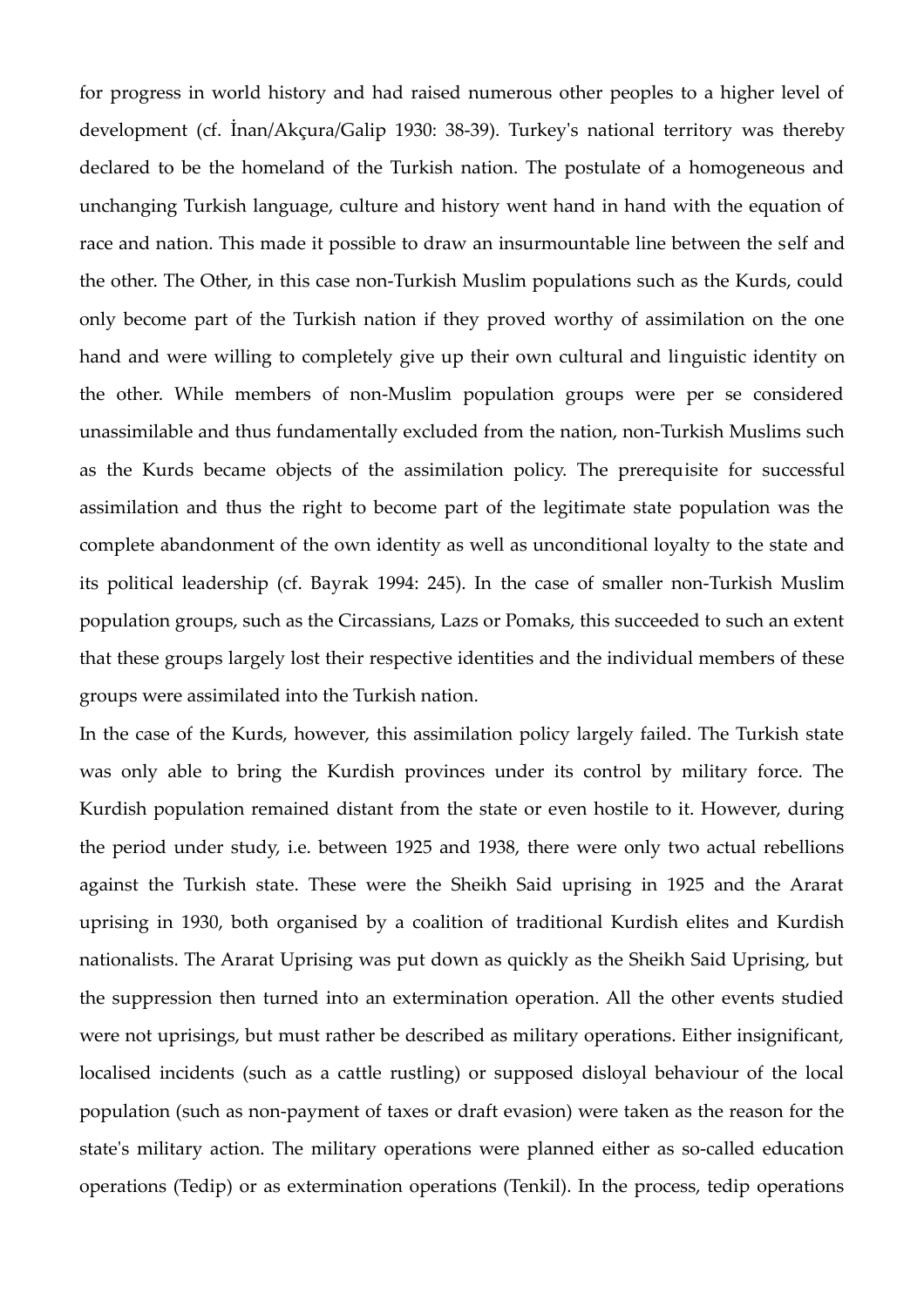for progress in world history and had raised numerous other peoples to a higher level of development (cf. İnan/Akçura/Galip 1930: 38-39). Turkey's national territory was thereby declared to be the homeland of the Turkish nation. The postulate of a homogeneous and unchanging Turkish language, culture and history went hand in hand with the equation of race and nation. This made it possible to draw an insurmountable line between the self and the other. The Other, in this case non-Turkish Muslim populations such as the Kurds, could only become part of the Turkish nation if they proved worthy of assimilation on the one hand and were willing to completely give up their own cultural and linguistic identity on the other. While members of non-Muslim population groups were per se considered unassimilable and thus fundamentally excluded from the nation, non-Turkish Muslims such as the Kurds became objects of the assimilation policy. The prerequisite for successful assimilation and thus the right to become part of the legitimate state population was the complete abandonment of the own identity as well as unconditional loyalty to the state and its political leadership (cf. Bayrak 1994: 245). In the case of smaller non-Turkish Muslim population groups, such as the Circassians, Lazs or Pomaks, this succeeded to such an extent that these groups largely lost their respective identities and the individual members of these groups were assimilated into the Turkish nation.

In the case of the Kurds, however, this assimilation policy largely failed. The Turkish state was only able to bring the Kurdish provinces under its control by military force. The Kurdish population remained distant from the state or even hostile to it. However, during the period under study, i.e. between 1925 and 1938, there were only two actual rebellions against the Turkish state. These were the Sheikh Said uprising in 1925 and the Ararat uprising in 1930, both organised by a coalition of traditional Kurdish elites and Kurdish nationalists. The Ararat Uprising was put down as quickly as the Sheikh Said Uprising, but the suppression then turned into an extermination operation. All the other events studied were not uprisings, but must rather be described as military operations. Either insignificant, localised incidents (such as a cattle rustling) or supposed disloyal behaviour of the local population (such as non-payment of taxes or draft evasion) were taken as the reason for the state's military action. The military operations were planned either as so-called education operations (Tedip) or as extermination operations (Tenkil). In the process, tedip operations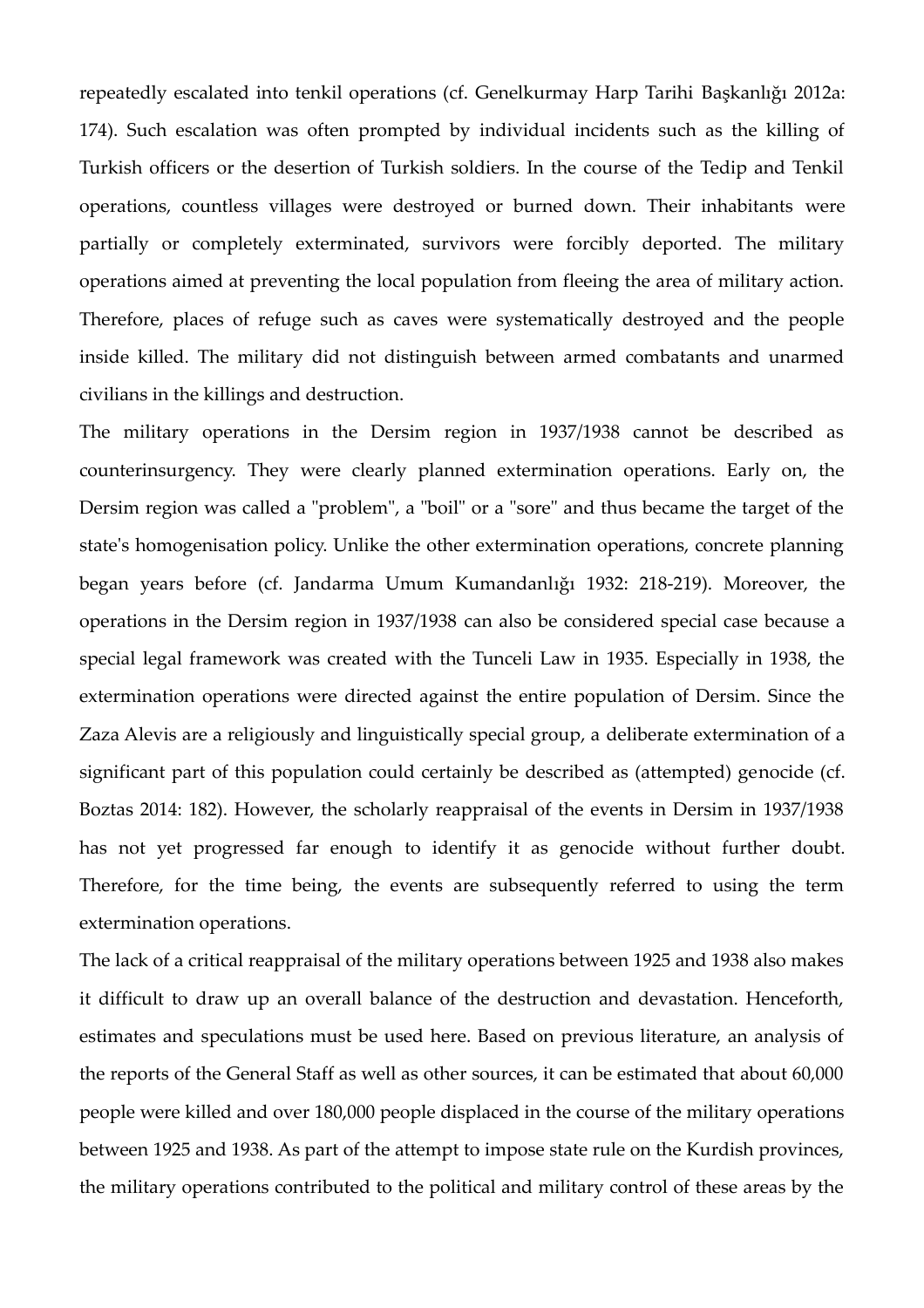repeatedly escalated into tenkil operations (cf. Genelkurmay Harp Tarihi Başkanlığı 2012a: 174). Such escalation was often prompted by individual incidents such as the killing of Turkish officers or the desertion of Turkish soldiers. In the course of the Tedip and Tenkil operations, countless villages were destroyed or burned down. Their inhabitants were partially or completely exterminated, survivors were forcibly deported. The military operations aimed at preventing the local population from fleeing the area of military action. Therefore, places of refuge such as caves were systematically destroyed and the people inside killed. The military did not distinguish between armed combatants and unarmed civilians in the killings and destruction.

The military operations in the Dersim region in 1937/1938 cannot be described as counterinsurgency. They were clearly planned extermination operations. Early on, the Dersim region was called a "problem", a "boil" or a "sore" and thus became the target of the state's homogenisation policy. Unlike the other extermination operations, concrete planning began years before (cf. Jandarma Umum Kumandanlığı 1932: 218-219). Moreover, the operations in the Dersim region in 1937/1938 can also be considered special case because a special legal framework was created with the Tunceli Law in 1935. Especially in 1938, the extermination operations were directed against the entire population of Dersim. Since the Zaza Alevis are a religiously and linguistically special group, a deliberate extermination of a significant part of this population could certainly be described as (attempted) genocide (cf. Boztas 2014: 182). However, the scholarly reappraisal of the events in Dersim in 1937/1938 has not yet progressed far enough to identify it as genocide without further doubt. Therefore, for the time being, the events are subsequently referred to using the term extermination operations.

The lack of a critical reappraisal of the military operations between 1925 and 1938 also makes it difficult to draw up an overall balance of the destruction and devastation. Henceforth, estimates and speculations must be used here. Based on previous literature, an analysis of the reports of the General Staff as well as other sources, it can be estimated that about 60,000 people were killed and over 180,000 people displaced in the course of the military operations between 1925 and 1938. As part of the attempt to impose state rule on the Kurdish provinces, the military operations contributed to the political and military control of these areas by the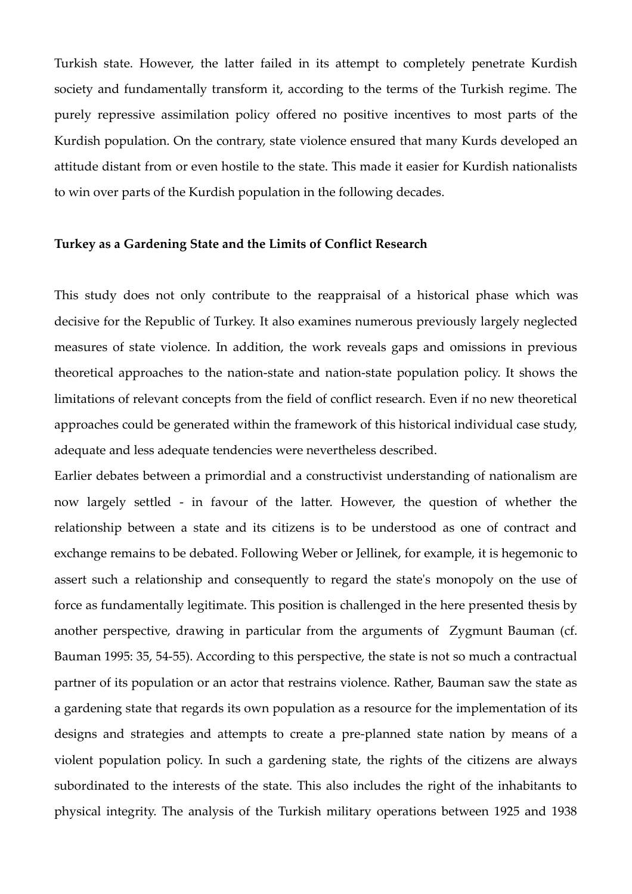Turkish state. However, the latter failed in its attempt to completely penetrate Kurdish society and fundamentally transform it, according to the terms of the Turkish regime. The purely repressive assimilation policy offered no positive incentives to most parts of the Kurdish population. On the contrary, state violence ensured that many Kurds developed an attitude distant from or even hostile to the state. This made it easier for Kurdish nationalists to win over parts of the Kurdish population in the following decades.

**Turkey as a Gardening State and the Limits of Conflict Research**

This study does not only contribute to the reappraisal of a historical phase which was decisive for the Republic of Turkey. It also examines numerous previously largely neglected measures of state violence. In addition, the work reveals gaps and omissions in previous theoretical approaches to the nation-state and nation-state population policy. It shows the limitations of relevant concepts from the field of conflict research. Even if no new theoretical approaches could be generated within the framework of this historical individual case study, adequate and less adequate tendencies were nevertheless described.

Earlier debates between a primordial and a constructivist understanding of nationalism are now largely settled - in favour of the latter. However, the question of whether the relationship between a state and its citizens is to be understood as one of contract and exchange remains to be debated. Following Weber or Jellinek, for example, it is hegemonic to assert such a relationship and consequently to regard the state's monopoly on the use of force as fundamentally legitimate. This position is challenged in the here presented thesis by another perspective, drawing in particular from the arguments of Zygmunt Bauman (cf. Bauman 1995: 35, 54-55). According to this perspective, the state is not so much a contractual partner of its population or an actor that restrains violence. Rather, Bauman saw the state as a gardening state that regards its own population as a resource for the implementation of its designs and strategies and attempts to create a pre-planned state nation by means of a violent population policy. In such a gardening state, the rights of the citizens are always subordinated to the interests of the state. This also includes the right of the inhabitants to physical integrity. The analysis of the Turkish military operations between 1925 and 1938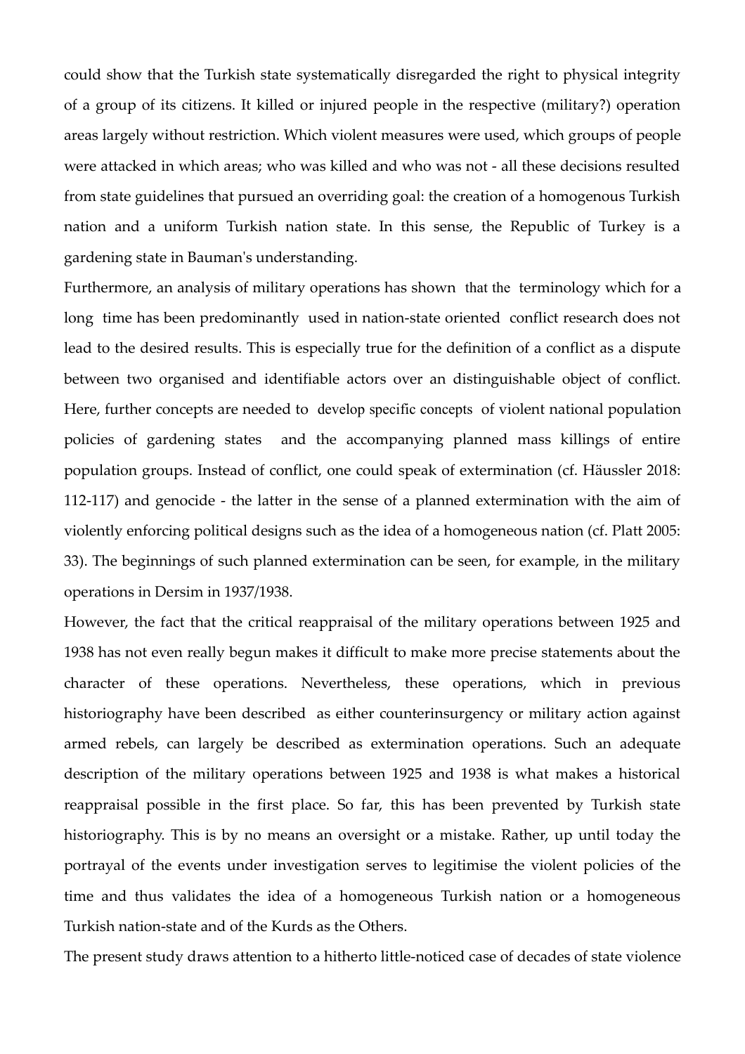could show that the Turkish state systematically disregarded the right to physical integrity of a group of its citizens. It killed or injured people in the respective (military?) operation areas largely without restriction. Which violent measures were used, which groups of people were attacked in which areas; who was killed and who was not - all these decisions resulted from state guidelines that pursued an overriding goal: the creation of a homogenous Turkish nation and a uniform Turkish nation state. In this sense, the Republic of Turkey is a gardening state in Bauman's understanding.

Furthermore, an analysis of military operations has shown that the terminology which for a long time has been predominantly used in nation-state oriented conflict research does not lead to the desired results. This is especially true for the definition of a conflict as a dispute between two organised and identifiable actors over an distinguishable object of conflict. Here, further concepts are needed to develop specific concepts of violent national population policies of gardening states and the accompanying planned mass killings of entire population groups. Instead of conflict, one could speak of extermination (cf. Häussler 2018: 112-117) and genocide - the latter in the sense of a planned extermination with the aim of violently enforcing political designs such as the idea of a homogeneous nation (cf. Platt 2005: 33). The beginnings of such planned extermination can be seen, for example, in the military operations in Dersim in 1937/1938.

However, the fact that the critical reappraisal of the military operations between 1925 and 1938 has not even really begun makes it difficult to make more precise statements about the character of these operations. Nevertheless, these operations, which in previous historiography have been described as either counterinsurgency or military action against armed rebels, can largely be described as extermination operations. Such an adequate description of the military operations between 1925 and 1938 is what makes a historical reappraisal possible in the first place. So far, this has been prevented by Turkish state historiography. This is by no means an oversight or a mistake. Rather, up until today the portrayal of the events under investigation serves to legitimise the violent policies of the time and thus validates the idea of a homogeneous Turkish nation or a homogeneous Turkish nation-state and of the Kurds as the Others.

The present study draws attention to a hitherto little-noticed case of decades of state violence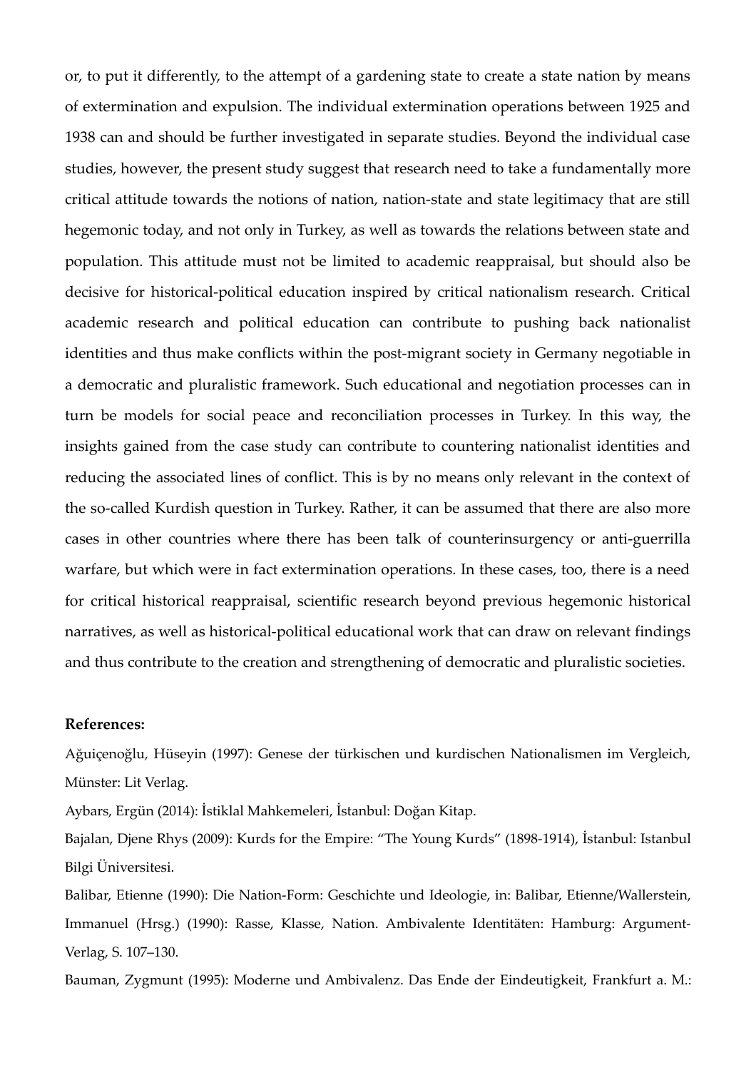or, to put it differently, to the attempt of a gardening state to create a state nation by means of extermination and expulsion. The individual extermination operations between 1925 and 1938 can and should be further investigated in separate studies. Beyond the individual case studies, however, the present study suggest that research need to take a fundamentally more critical attitude towards the notions of nation, nation-state and state legitimacy that are still hegemonic today, and not only in Turkey, as well as towards the relations between state and population. This attitude must not be limited to academic reappraisal, but should also be decisive for historical-political education inspired by critical nationalism research. Critical academic research and political education can contribute to pushing back nationalist identities and thus make conflicts within the post-migrant society in Germany negotiable in a democratic and pluralistic framework. Such educational and negotiation processes can in turn be models for social peace and reconciliation processes in Turkey. In this way, the insights gained from the case study can contribute to countering nationalist identities and reducing the associated lines of conflict. This is by no means only relevant in the context of the so-called Kurdish question in Turkey. Rather, it can be assumed that there are also more cases in other countries where there has been talk of counterinsurgency or anti-guerrilla warfare, but which were in fact extermination operations. In these cases, too, there is a need for critical historical reappraisal, scientific research beyond previous hegemonic historical narratives, as well as historical-political educational work that can draw on relevant findings and thus contribute to the creation and strengthening of democratic and pluralistic societies.

**References:**

Ağuiçenoğlu, Hüseyin (1997): Genese der türkischen und kurdischen Nationalismen im Vergleich, Münster: Lit Verlag.

Aybars, Ergün (2014): İstiklal Mahkemeleri, İstanbul: Doğan Kitap.

Bajalan, Djene Rhys (2009): Kurds for the Empire: "The Young Kurds" (1898-1914), İstanbul: Istanbul Bilgi Üniversitesi.

Balibar, Etienne (1990): Die Nation-Form: Geschichte und Ideologie, in: Balibar, Etienne/Wallerstein, Immanuel (Hrsg.) (1990): Rasse, Klasse, Nation. Ambivalente Identitäten: Hamburg: Argument-Verlag, S. 107–130.

Bauman, Zygmunt (1995): Moderne und Ambivalenz. Das Ende der Eindeutigkeit, Frankfurt a. M.: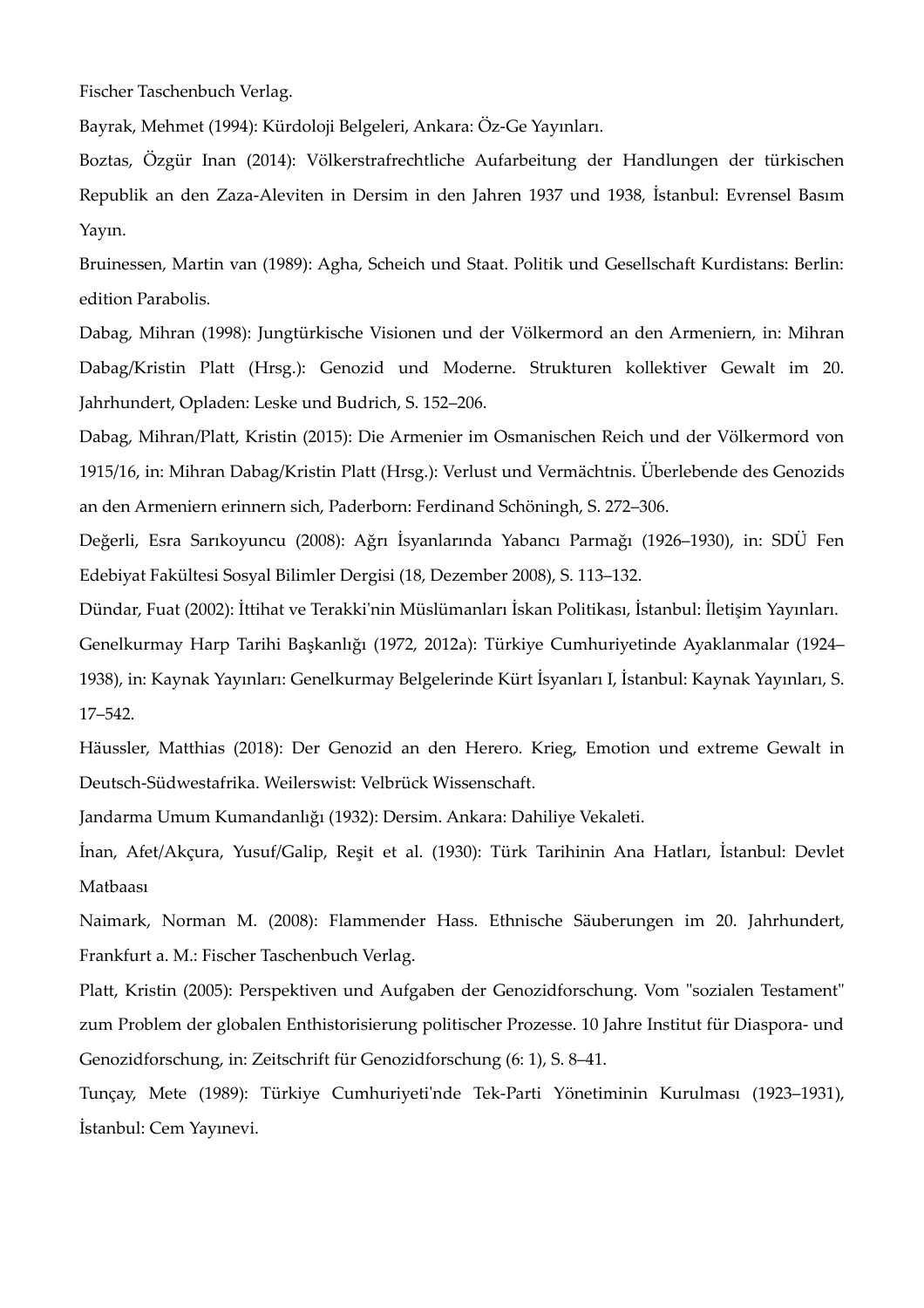Fischer Taschenbuch Verlag.

Bayrak, Mehmet (1994): Kürdoloji Belgeleri, Ankara: Öz-Ge Yayınları.

Boztas, Özgür Inan (2014): Völkerstrafrechtliche Aufarbeitung der Handlungen der türkischen Republik an den Zaza-Aleviten in Dersim in den Jahren 1937 und 1938, İstanbul: Evrensel Basım Yayın.

Bruinessen, Martin van (1989): Agha, Scheich und Staat. Politik und Gesellschaft Kurdistans: Berlin: edition Parabolis.

Dabag, Mihran (1998): Jungtürkische Visionen und der Völkermord an den Armeniern, in: Mihran Dabag/Kristin Platt (Hrsg.): Genozid und Moderne. Strukturen kollektiver Gewalt im 20. Jahrhundert, Opladen: Leske und Budrich, S. 152–206.

Dabag, Mihran/Platt, Kristin (2015): Die Armenier im Osmanischen Reich und der Völkermord von 1915/16, in: Mihran Dabag/Kristin Platt (Hrsg.): Verlust und Vermächtnis. Überlebende des Genozids an den Armeniern erinnern sich, Paderborn: Ferdinand Schöningh, S. 272–306.

Değerli, Esra Sarıkoyuncu (2008): Ağrı İsyanlarında Yabancı Parmağı (1926–1930), in: SDÜ Fen Edebiyat Fakültesi Sosyal Bilimler Dergisi (18, Dezember 2008), S. 113–132.

Dündar, Fuat (2002): İttihat ve Terakki'nin Müslümanları İskan Politikası, İstanbul: İletişim Yayınları.

Genelkurmay Harp Tarihi Başkanlığı (1972, 2012a): Türkiye Cumhuriyetinde Ayaklanmalar (1924–1938), in: Kaynak Yayınları: Genelkurmay Belgelerinde Kürt İsyanları I, İstanbul: Kaynak Yayınları, S. 17–542.

Häussler, Matthias (2018): Der Genozid an den Herero. Krieg, Emotion und extreme Gewalt in Deutsch-Südwestafrika. Weilerswist: Velbrück Wissenschaft.

Jandarma Umum Kumandanlığı (1932): Dersim. Ankara: Dahiliye Vekaleti.

İnan, Afet/Akçura, Yusuf/Galip, Reşit et al. (1930): Türk Tarihinin Ana Hatları, İstanbul: Devlet Matbaası

Naimark, Norman M. (2008): Flammender Hass. Ethnische Säuberungen im 20. Jahrhundert, Frankfurt a. M.: Fischer Taschenbuch Verlag.

Platt, Kristin (2005): Perspektiven und Aufgaben der Genozidforschung. Vom "sozialen Testament" zum Problem der globalen Enthistorisierung politischer Prozesse. 10 Jahre Institut für Diaspora- und Genozidforschung, in: Zeitschrift für Genozidforschung (6: 1), S. 8–41.

Tunçay, Mete (1989): Türkiye Cumhuriyeti'nde Tek-Parti Yönetiminin Kurulması (1923–1931), İstanbul: Cem Yayınevi.